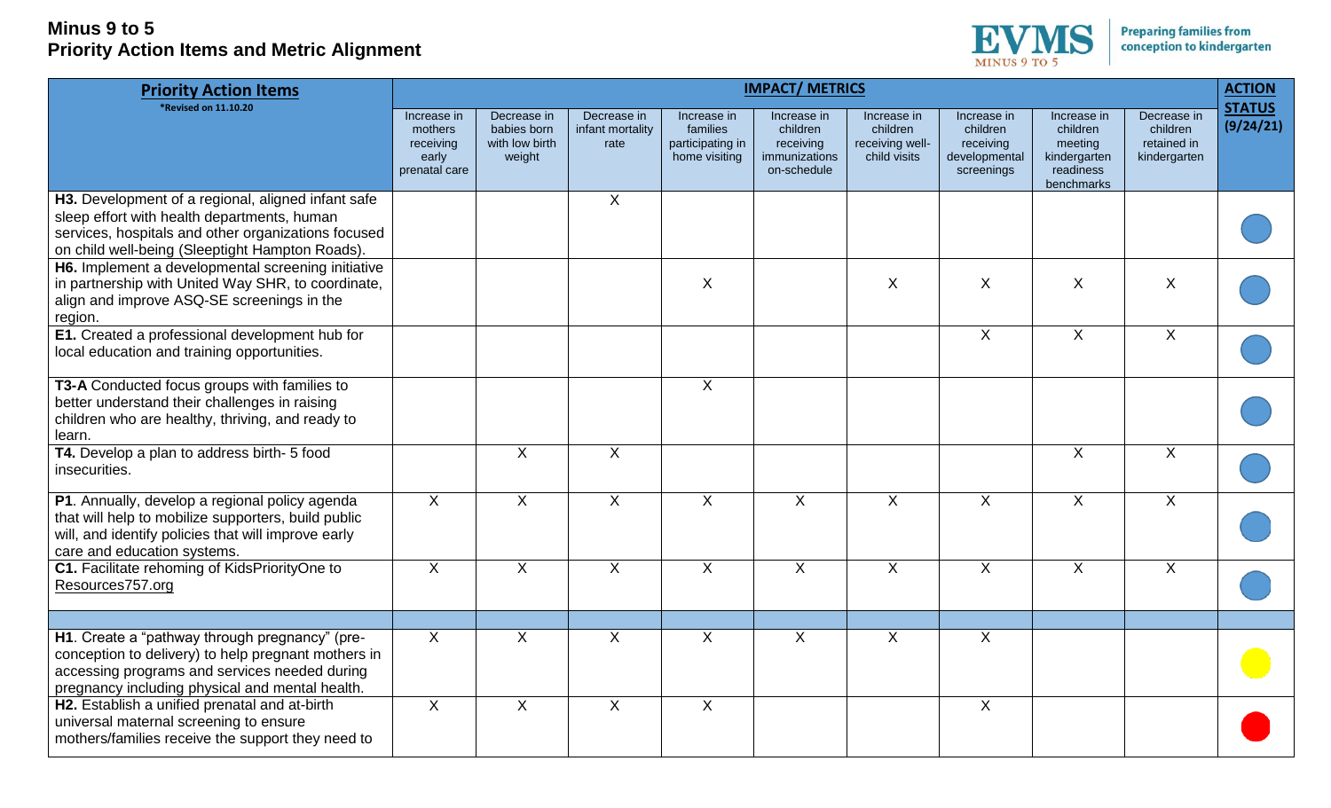# Minus 9 to 5
## Priority Action Items and Metric Alignment

EVMS MINUS 9 TO 5 — Preparing families from conception to kindergarten

| Priority Action Items *Revised on 11.10.20 | IMPACT/ METRICS | | | | | | | | | ACTION STATUS (9/24/21) |
|---|---|---|---|---|---|---|---|---|---|---|
| | Increase in mothers receiving early prenatal care | Decrease in babies born with low birth weight | Decrease in infant mortality rate | Increase in families participating in home visiting | Increase in children receiving immunizations on-schedule | Increase in children receiving well-child visits | Increase in children receiving developmental screenings | Increase in children meeting kindergarten readiness benchmarks | Decrease in children retained in kindergarten | |
| **H3.** Development of a regional, aligned infant safe sleep effort with health departments, human services, hospitals and other organizations focused on child well-being (Sleeptight Hampton Roads). | | | X | | | | | | | Blue |
| **H6.** Implement a developmental screening initiative in partnership with United Way SHR, to coordinate, align and improve ASQ-SE screenings in the region. | | | | X | | X | X | X | X | Blue |
| **E1.** Created a professional development hub for local education and training opportunities. | | | | | | | X | X | X | Blue |
| **T3-A** Conducted focus groups with families to better understand their challenges in raising children who are healthy, thriving, and ready to learn. | | | | X | | | | | | Blue |
| **T4.** Develop a plan to address birth- 5 food insecurities. | | X | X | | | | | X | X | Blue |
| **P1**. Annually, develop a regional policy agenda that will help to mobilize supporters, build public will, and identify policies that will improve early care and education systems. | X | X | X | X | X | X | X | X | X | Blue |
| **C1.** Facilitate rehoming of KidsPriorityOne to Resources757.org | X | X | X | X | X | X | X | X | X | Blue |
| | | | | | | | | | | |
| **H1**. Create a "pathway through pregnancy" (pre-conception to delivery) to help pregnant mothers in accessing programs and services needed during pregnancy including physical and mental health. | X | X | X | X | X | X | X | | | Yellow |
| **H2.** Establish a unified prenatal and at-birth universal maternal screening to ensure mothers/families receive the support they need to | X | X | X | X | | | X | | | Red |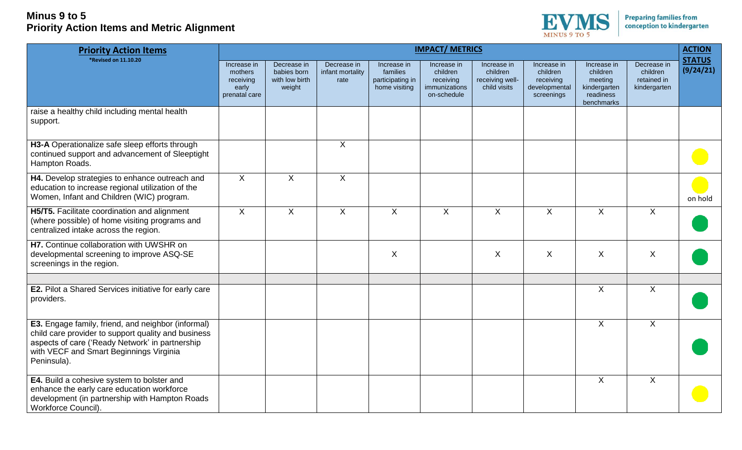# Minus 9 to 5
## Priority Action Items and Metric Alignment

| Priority Action Items *Revised on 11.10.20 | IMPACT/ METRICS | | | | | | | | | ACTION STATUS (9/24/21) |
|---|---|---|---|---|---|---|---|---|---|---|
| | Increase in mothers receiving early prenatal care | Decrease in babies born with low birth weight | Decrease in infant mortality rate | Increase in families participating in home visiting | Increase in children receiving immunizations on-schedule | Increase in children receiving well-child visits | Increase in children receiving developmental screenings | Increase in children meeting kindergarten readiness benchmarks | Decrease in children retained in kindergarten | |
| raise a healthy child including mental health support. | | | | | | | | | | |
| **H3-A** Operationalize safe sleep efforts through continued support and advancement of Sleeptight Hampton Roads. | | | X | | | | | | | Yellow |
| **H4.** Develop strategies to enhance outreach and education to increase regional utilization of the Women, Infant and Children (WIC) program. | X | X | X | | | | | | | Yellow, on hold |
| **H5/T5.** Facilitate coordination and alignment (where possible) of home visiting programs and centralized intake across the region. | X | X | X | X | X | X | X | X | X | Green |
| **H7.** Continue collaboration with UWSHR on developmental screening to improve ASQ-SE screenings in the region. | | | | X | | X | X | X | X | Green |
| | | | | | | | | | | |
| **E2.** Pilot a Shared Services initiative for early care providers. | | | | | | | | X | X | Green |
| **E3.** Engage family, friend, and neighbor (informal) child care provider to support quality and business aspects of care ('Ready Network' in partnership with VECF and Smart Beginnings Virginia Peninsula). | | | | | | | | X | X | Green |
| **E4.** Build a cohesive system to bolster and enhance the early care education workforce development (in partnership with Hampton Roads Workforce Council). | | | | | | | | X | X | Yellow |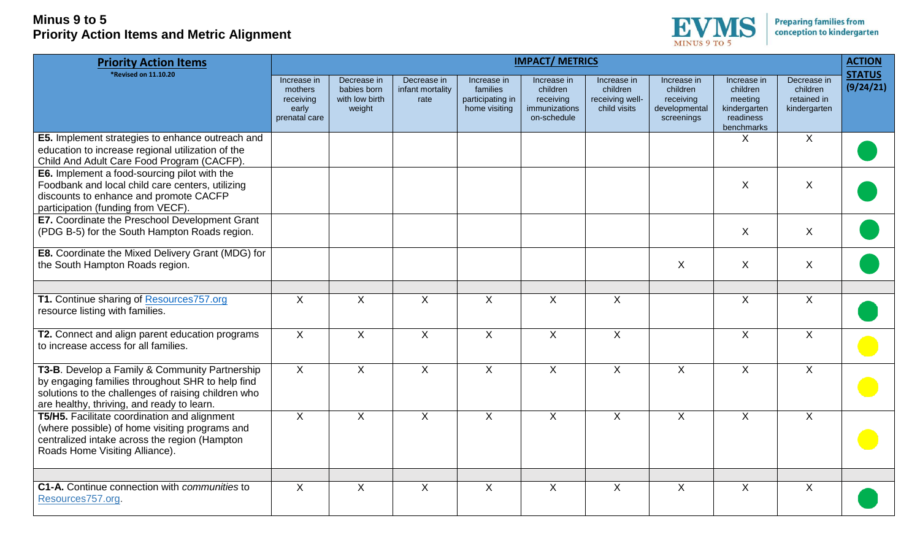# Minus 9 to 5
## Priority Action Items and Metric Alignment

EVMS MINUS 9 TO 5 — Preparing families from conception to kindergarten

| **Priority Action Items** *Revised on 11.10.20 | **IMPACT/ METRICS** Increase in mothers receiving early prenatal care | Decrease in babies born with low birth weight | Decrease in infant mortality rate | Increase in families participating in home visiting | Increase in children receiving immunizations on-schedule | Increase in children receiving well-child visits | Increase in children receiving developmental screenings | Increase in children meeting kindergarten readiness benchmarks | Decrease in children retained in kindergarten | **ACTION STATUS (9/24/21)** |
|---|---|---|---|---|---|---|---|---|---|---|
| **E5.** Implement strategies to enhance outreach and education to increase regional utilization of the Child And Adult Care Food Program (CACFP). | | | | | | | | X | X | Green |
| **E6.** Implement a food-sourcing pilot with the Foodbank and local child care centers, utilizing discounts to enhance and promote CACFP participation (funding from VECF). | | | | | | | | X | X | Green |
| **E7.** Coordinate the Preschool Development Grant (PDG B-5) for the South Hampton Roads region. | | | | | | | | X | X | Green |
| **E8.** Coordinate the Mixed Delivery Grant (MDG) for the South Hampton Roads region. | | | | | | | X | X | X | Green |
| | | | | | | | | | | |
| **T1.** Continue sharing of [Resources757.org](Resources757.org) resource listing with families. | X | X | X | X | X | X | | X | X | Green |
| **T2.** Connect and align parent education programs to increase access for all families. | X | X | X | X | X | X | | X | X | Yellow |
| **T3-B**. Develop a Family & Community Partnership by engaging families throughout SHR to help find solutions to the challenges of raising children who are healthy, thriving, and ready to learn. | X | X | X | X | X | X | X | X | X | Yellow |
| **T5/H5.** Facilitate coordination and alignment (where possible) of home visiting programs and centralized intake across the region (Hampton Roads Home Visiting Alliance). | X | X | X | X | X | X | X | X | X | Yellow |
| | | | | | | | | | | |
| **C1-A.** Continue connection with *communities* to [Resources757.org](Resources757.org). | X | X | X | X | X | X | X | X | X | Green |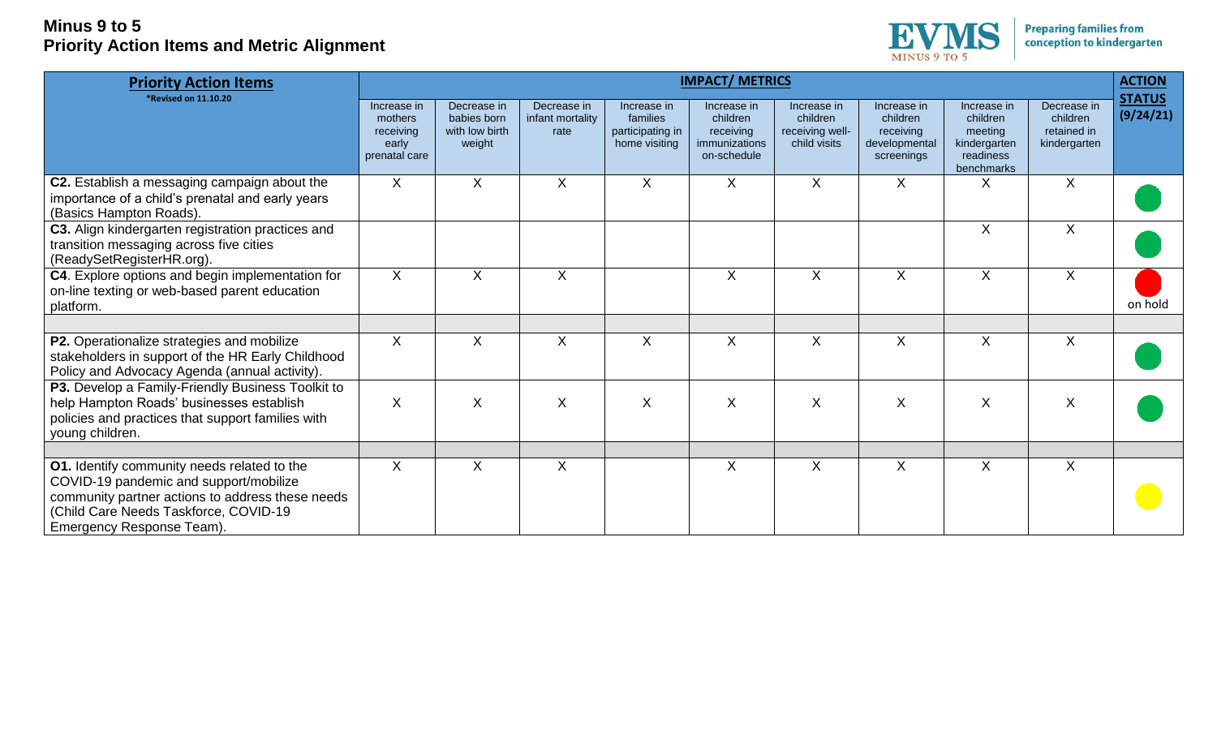# Minus 9 to 5
## Priority Action Items and Metric Alignment

| Priority Action Items *Revised on 11.10.20 | IMPACT/ METRICS | | | | | | | | | ACTION STATUS (9/24/21) |
|---|---|---|---|---|---|---|---|---|---|---|
| | Increase in mothers receiving early prenatal care | Decrease in babies born with low birth weight | Decrease in infant mortality rate | Increase in families participating in home visiting | Increase in children receiving immunizations on-schedule | Increase in children receiving well-child visits | Increase in children receiving developmental screenings | Increase in children meeting kindergarten readiness benchmarks | Decrease in children retained in kindergarten | |
| **C2.** Establish a messaging campaign about the importance of a child's prenatal and early years (Basics Hampton Roads). | X | X | X | X | X | X | X | X | X | Green |
| **C3.** Align kindergarten registration practices and transition messaging across five cities (ReadySetRegisterHR.org). | | | | | | | | X | X | Green |
| **C4**. Explore options and begin implementation for on-line texting or web-based parent education platform. | X | X | X | | X | X | X | X | X | Red – on hold |
| | | | | | | | | | | |
| **P2.** Operationalize strategies and mobilize stakeholders in support of the HR Early Childhood Policy and Advocacy Agenda (annual activity). | X | X | X | X | X | X | X | X | X | Green |
| **P3.** Develop a Family-Friendly Business Toolkit to help Hampton Roads' businesses establish policies and practices that support families with young children. | X | X | X | X | X | X | X | X | X | Green |
| | | | | | | | | | | |
| **O1.** Identify community needs related to the COVID-19 pandemic and support/mobilize community partner actions to address these needs (Child Care Needs Taskforce, COVID-19 Emergency Response Team). | X | X | X | | X | X | X | X | X | Yellow |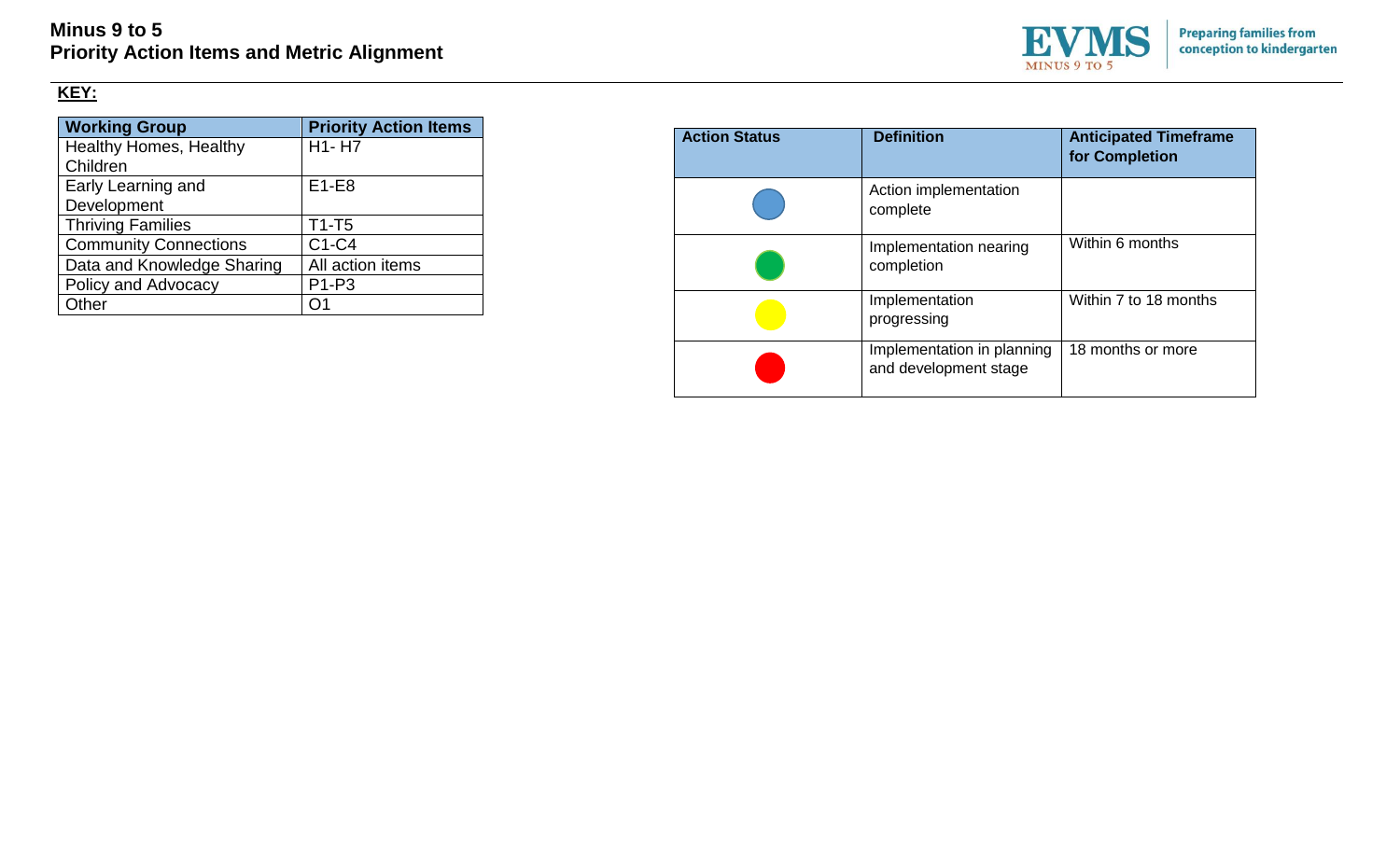**Minus 9 to 5**
**Priority Action Items and Metric Alignment**

**KEY:**

| Working Group | Priority Action Items |
|---|---|
| Healthy Homes, Healthy Children | H1- H7 |
| Early Learning and Development | E1-E8 |
| Thriving Families | T1-T5 |
| Community Connections | C1-C4 |
| Data and Knowledge Sharing | All action items |
| Policy and Advocacy | P1-P3 |
| Other | O1 |

| Action Status | Definition | Anticipated Timeframe for Completion |
|---|---|---|
| Blue | Action implementation complete | |
| Green | Implementation nearing completion | Within 6 months |
| Yellow | Implementation progressing | Within 7 to 18 months |
| Red | Implementation in planning and development stage | 18 months or more |